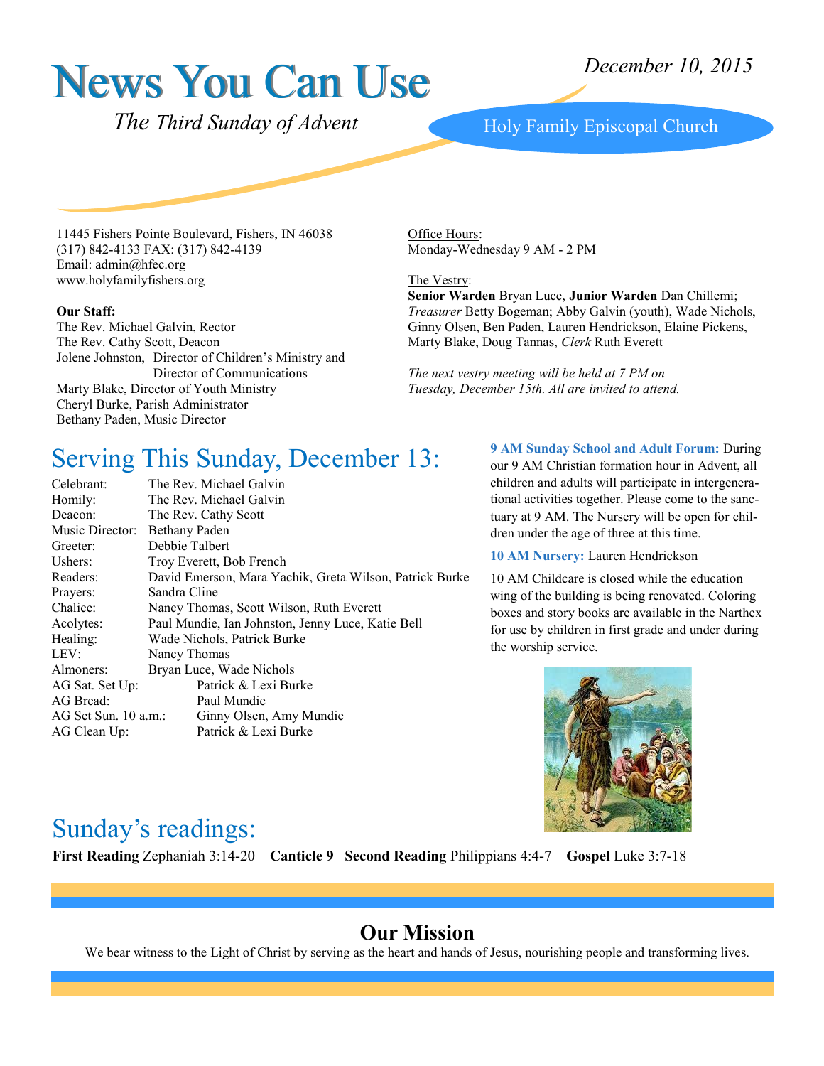# News You Can Use

*December 10, 2015*

*The Third Sunday of Advent*

Holy Family Episcopal Church

11445 Fishers Pointe Boulevard, Fishers, IN 46038
(317) 842-4133 FAX: (317) 842-4139
Email: admin@hfec.org
www.holyfamilyfishers.org

**Our Staff:**
The Rev. Michael Galvin, Rector
The Rev. Cathy Scott, Deacon
Jolene Johnston, Director of Children's Ministry and Director of Communications
Marty Blake, Director of Youth Ministry
Cheryl Burke, Parish Administrator
Bethany Paden, Music Director

Office Hours:
Monday-Wednesday 9 AM - 2 PM

The Vestry:
**Senior Warden** Bryan Luce, **Junior Warden** Dan Chillemi; *Treasurer* Betty Bogeman; Abby Galvin (youth), Wade Nichols, Ginny Olsen, Ben Paden, Lauren Hendrickson, Elaine Pickens, Marty Blake, Doug Tannas, *Clerk* Ruth Everett

*The next vestry meeting will be held at 7 PM on Tuesday, December 15th. All are invited to attend.*

## Serving This Sunday, December 13:

| | |
|---|---|
| Celebrant: | The Rev. Michael Galvin |
| Homily: | The Rev. Michael Galvin |
| Deacon: | The Rev. Cathy Scott |
| Music Director: | Bethany Paden |
| Greeter: | Debbie Talbert |
| Ushers: | Troy Everett, Bob French |
| Readers: | David Emerson, Mara Yachik, Greta Wilson, Patrick Burke |
| Prayers: | Sandra Cline |
| Chalice: | Nancy Thomas, Scott Wilson, Ruth Everett |
| Acolytes: | Paul Mundie, Ian Johnston, Jenny Luce, Katie Bell |
| Healing: | Wade Nichols, Patrick Burke |
| LEV: | Nancy Thomas |
| Almoners: | Bryan Luce, Wade Nichols |
| AG Sat. Set Up: | Patrick & Lexi Burke |
| AG Bread: | Paul Mundie |
| AG Set Sun. 10 a.m.: | Ginny Olsen, Amy Mundie |
| AG Clean Up: | Patrick & Lexi Burke |

**9 AM Sunday School and Adult Forum:** During our 9 AM Christian formation hour in Advent, all children and adults will participate in intergenerational activities together. Please come to the sanctuary at 9 AM. The Nursery will be open for children under the age of three at this time.

**10 AM Nursery:** Lauren Hendrickson

10 AM Childcare is closed while the education wing of the building is being renovated. Coloring boxes and story books are available in the Narthex for use by children in first grade and under during the worship service.

## Sunday's readings:

**First Reading** Zephaniah 3:14-20 **Canticle 9** **Second Reading** Philippians 4:4-7 **Gospel** Luke 3:7-18

## Our Mission

We bear witness to the Light of Christ by serving as the heart and hands of Jesus, nourishing people and transforming lives.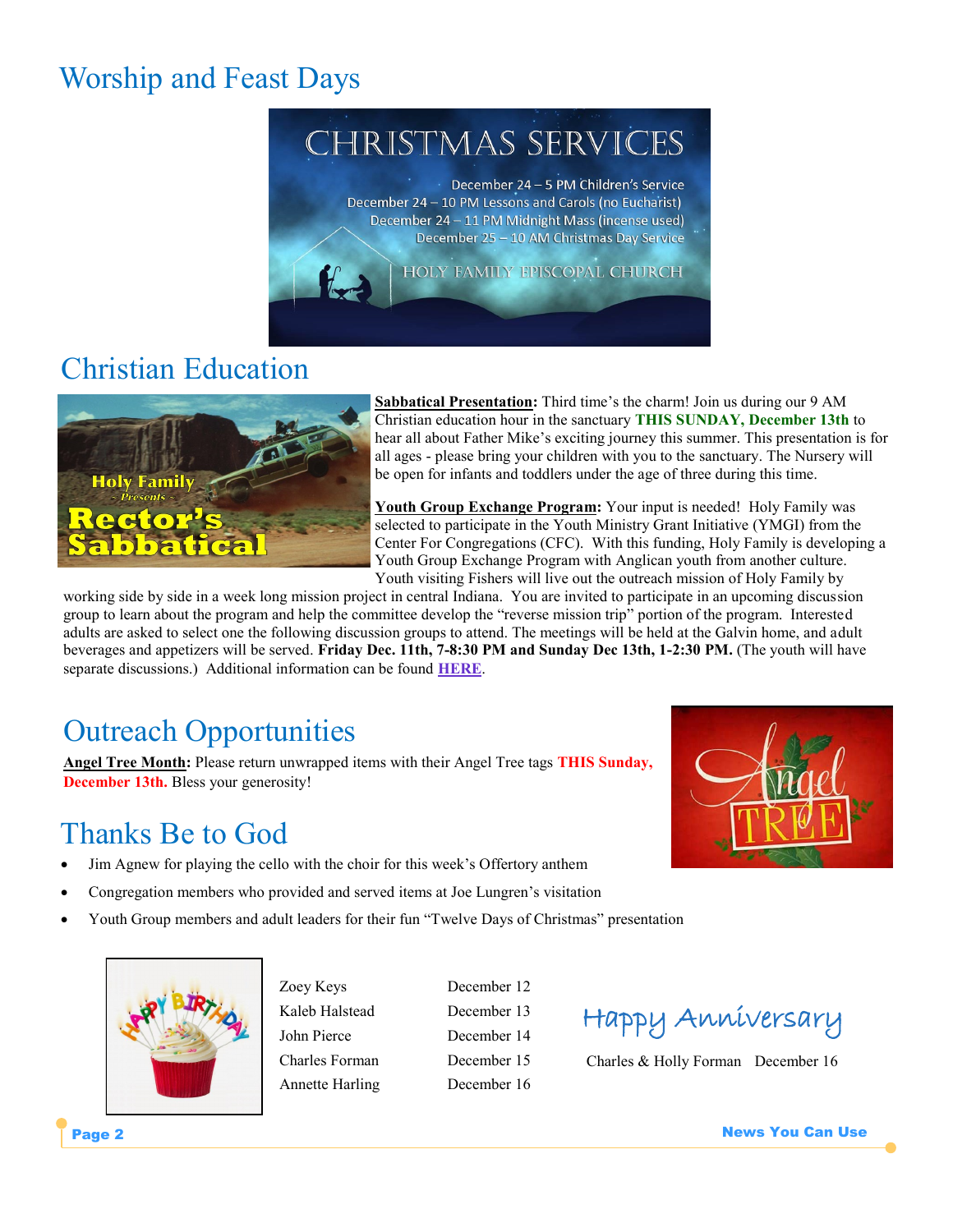# Worship and Feast Days

CHRISTMAS SERVICES

December 24 – 5 PM Children's Service
December 24 – 10 PM Lessons and Carols (no Eucharist)
December 24 – 11 PM Midnight Mass (incense used)
December 25 – 10 AM Christmas Day Service

HOLY FAMILY EPISCOPAL CHURCH

# Christian Education

**Sabbatical Presentation:** Third time's the charm! Join us during our 9 AM Christian education hour in the sanctuary **THIS SUNDAY, December 13th** to hear all about Father Mike's exciting journey this summer. This presentation is for all ages - please bring your children with you to the sanctuary. The Nursery will be open for infants and toddlers under the age of three during this time.

**Youth Group Exchange Program:** Your input is needed! Holy Family was selected to participate in the Youth Ministry Grant Initiative (YMGI) from the Center For Congregations (CFC). With this funding, Holy Family is developing a Youth Group Exchange Program with Anglican youth from another culture. Youth visiting Fishers will live out the outreach mission of Holy Family by working side by side in a week long mission project in central Indiana. You are invited to participate in an upcoming discussion group to learn about the program and help the committee develop the "reverse mission trip" portion of the program. Interested adults are asked to select one the following discussion groups to attend. The meetings will be held at the Galvin home, and adult beverages and appetizers will be served. **Friday Dec. 11th, 7-8:30 PM and Sunday Dec 13th, 1-2:30 PM.** (The youth will have separate discussions.) Additional information can be found **HERE**.

# Outreach Opportunities

**Angel Tree Month:** Please return unwrapped items with their Angel Tree tags **THIS Sunday, December 13th.** Bless your generosity!

# Thanks Be to God

- Jim Agnew for playing the cello with the choir for this week's Offertory anthem
- Congregation members who provided and served items at Joe Lungren's visitation
- Youth Group members and adult leaders for their fun "Twelve Days of Christmas" presentation

Happy Birthday

| | |
|---|---|
| Zoey Keys | December 12 |
| Kaleb Halstead | December 13 |
| John Pierce | December 14 |
| Charles Forman | December 15 |
| Annette Harling | December 16 |

Happy Anniversary

Charles & Holly Forman December 16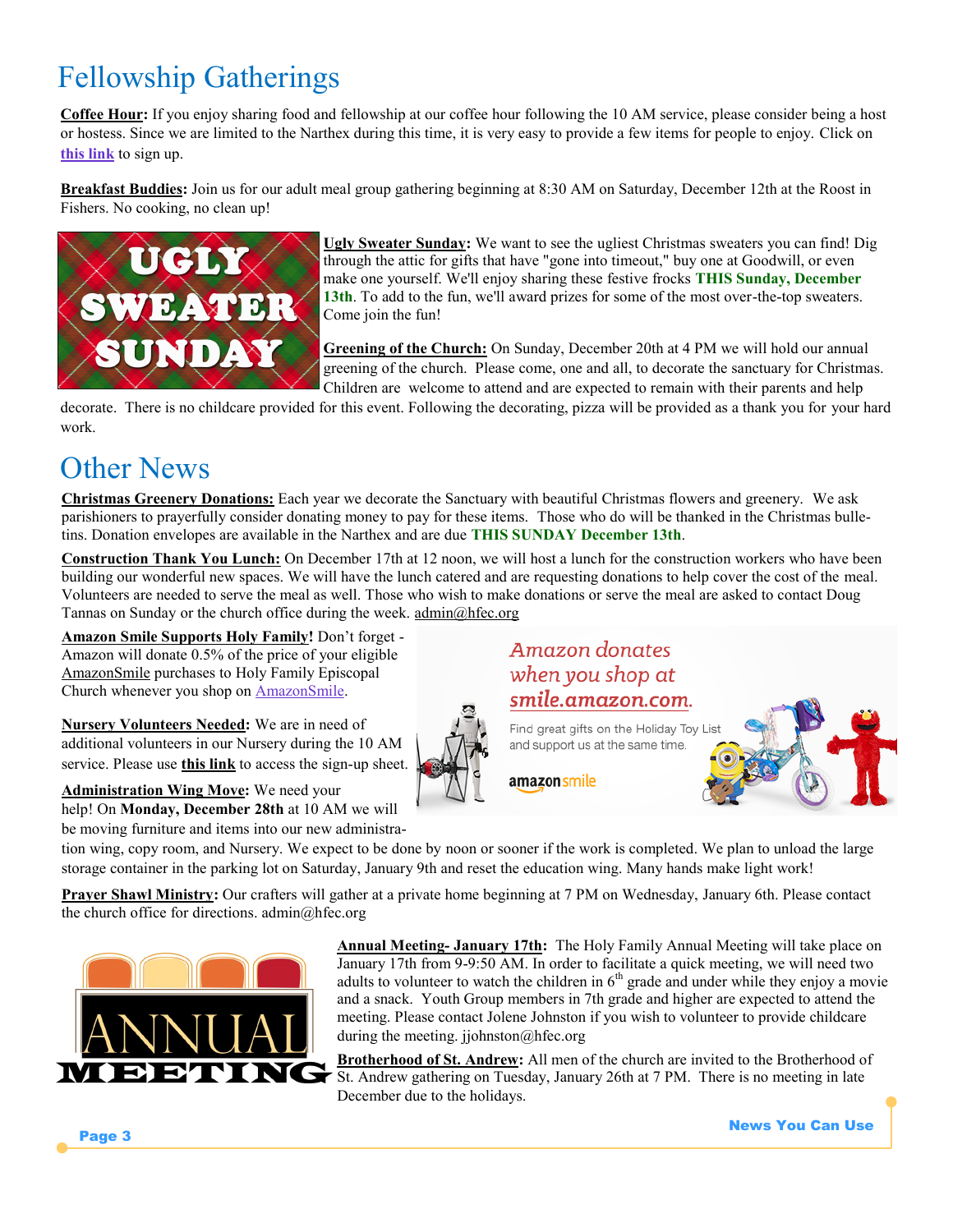# Fellowship Gatherings

**Coffee Hour:** If you enjoy sharing food and fellowship at our coffee hour following the 10 AM service, please consider being a host or hostess. Since we are limited to the Narthex during this time, it is very easy to provide a few items for people to enjoy. Click on **this link** to sign up.

**Breakfast Buddies:** Join us for our adult meal group gathering beginning at 8:30 AM on Saturday, December 12th at the Roost in Fishers. No cooking, no clean up!

**Ugly Sweater Sunday:** We want to see the ugliest Christmas sweaters you can find! Dig through the attic for gifts that have "gone into timeout," buy one at Goodwill, or even make one yourself. We'll enjoy sharing these festive frocks **THIS Sunday, December 13th**. To add to the fun, we'll award prizes for some of the most over-the-top sweaters. Come join the fun!

**Greening of the Church:** On Sunday, December 20th at 4 PM we will hold our annual greening of the church. Please come, one and all, to decorate the sanctuary for Christmas. Children are welcome to attend and are expected to remain with their parents and help decorate. There is no childcare provided for this event. Following the decorating, pizza will be provided as a thank you for your hard work.

# Other News

**Christmas Greenery Donations:** Each year we decorate the Sanctuary with beautiful Christmas flowers and greenery. We ask parishioners to prayerfully consider donating money to pay for these items. Those who do will be thanked in the Christmas bulletins. Donation envelopes are available in the Narthex and are due **THIS SUNDAY December 13th**.

**Construction Thank You Lunch:** On December 17th at 12 noon, we will host a lunch for the construction workers who have been building our wonderful new spaces. We will have the lunch catered and are requesting donations to help cover the cost of the meal. Volunteers are needed to serve the meal as well. Those who wish to make donations or serve the meal are asked to contact Doug Tannas on Sunday or the church office during the week. admin@hfec.org

**Amazon Smile Supports Holy Family!** Don't forget - Amazon will donate 0.5% of the price of your eligible AmazonSmile purchases to Holy Family Episcopal Church whenever you shop on AmazonSmile.

**Nursery Volunteers Needed:** We are in need of additional volunteers in our Nursery during the 10 AM service. Please use **this link** to access the sign-up sheet.

**Administration Wing Move:** We need your help! On **Monday, December 28th** at 10 AM we will be moving furniture and items into our new administration wing, copy room, and Nursery. We expect to be done by noon or sooner if the work is completed. We plan to unload the large storage container in the parking lot on Saturday, January 9th and reset the education wing. Many hands make light work!

**Prayer Shawl Ministry:** Our crafters will gather at a private home beginning at 7 PM on Wednesday, January 6th. Please contact the church office for directions. admin@hfec.org

**Annual Meeting- January 17th:** The Holy Family Annual Meeting will take place on January 17th from 9-9:50 AM. In order to facilitate a quick meeting, we will need two adults to volunteer to watch the children in 6th grade and under while they enjoy a movie and a snack. Youth Group members in 7th grade and higher are expected to attend the meeting. Please contact Jolene Johnston if you wish to volunteer to provide childcare during the meeting. jjohnston@hfec.org

**Brotherhood of St. Andrew:** All men of the church are invited to the Brotherhood of St. Andrew gathering on Tuesday, January 26th at 7 PM. There is no meeting in late December due to the holidays.